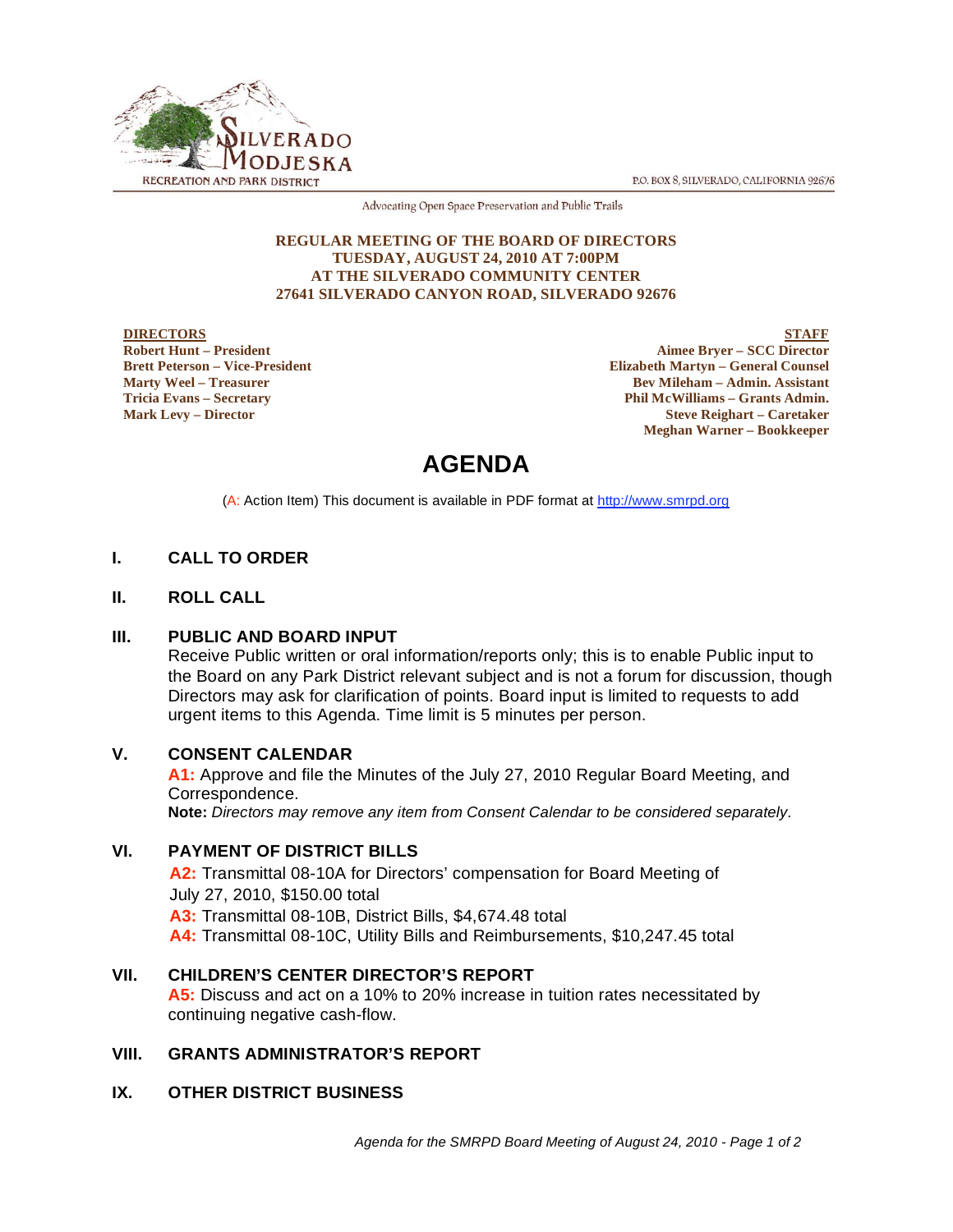SILVERADO MODJESKA RECREATION AND PARK DISTRICT

P.O. BOX 8, SILVERADO, CALIFORNIA 92676

Advocating Open Space Preservation and Public Trails

**REGULAR MEETING OF THE BOARD OF DIRECTORS**
**TUESDAY, AUGUST 24, 2010 AT 7:00PM**
**AT THE SILVERADO COMMUNITY CENTER**
**27641 SILVERADO CANYON ROAD, SILVERADO 92676**

**DIRECTORS**
**Robert Hunt – President**
**Brett Peterson – Vice-President**
**Marty Weel – Treasurer**
**Tricia Evans – Secretary**
**Mark Levy – Director**

**STAFF**
**Aimee Bryer – SCC Director**
**Elizabeth Martyn – General Counsel**
**Bev Mileham – Admin. Assistant**
**Phil McWilliams – Grants Admin.**
**Steve Reighart – Caretaker**
**Meghan Warner – Bookkeeper**

# AGENDA

(A: Action Item) This document is available in PDF format at http://www.smrpd.org

## I. CALL TO ORDER

## II. ROLL CALL

## III. PUBLIC AND BOARD INPUT

Receive Public written or oral information/reports only; this is to enable Public input to the Board on any Park District relevant subject and is not a forum for discussion, though Directors may ask for clarification of points. Board input is limited to requests to add urgent items to this Agenda. Time limit is 5 minutes per person.

## V. CONSENT CALENDAR

**A1:** Approve and file the Minutes of the July 27, 2010 Regular Board Meeting, and Correspondence.
**Note:** *Directors may remove any item from Consent Calendar to be considered separately.*

## VI. PAYMENT OF DISTRICT BILLS

**A2:** Transmittal 08-10A for Directors' compensation for Board Meeting of July 27, 2010, $150.00 total
**A3:** Transmittal 08-10B, District Bills, $4,674.48 total
**A4:** Transmittal 08-10C, Utility Bills and Reimbursements, $10,247.45 total

## VII. CHILDREN'S CENTER DIRECTOR'S REPORT

**A5:** Discuss and act on a 10% to 20% increase in tuition rates necessitated by continuing negative cash-flow.

## VIII. GRANTS ADMINISTRATOR'S REPORT

## IX. OTHER DISTRICT BUSINESS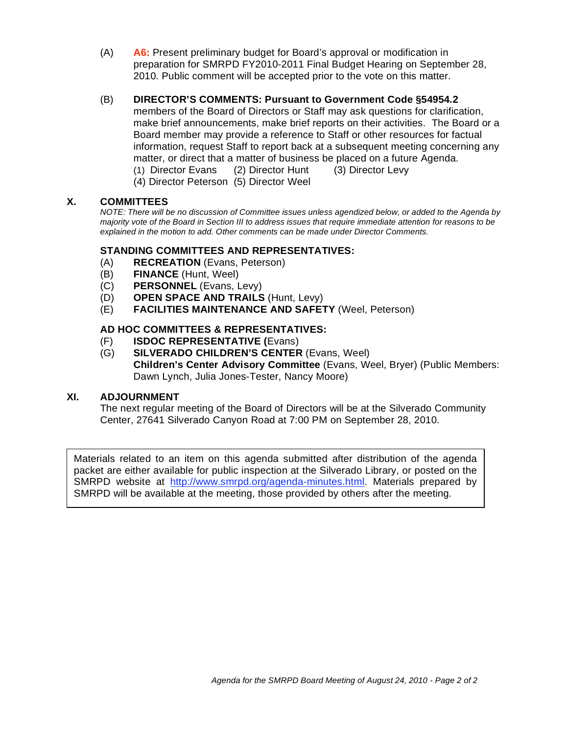(A) **A6:** Present preliminary budget for Board's approval or modification in preparation for SMRPD FY2010-2011 Final Budget Hearing on September 28, 2010. Public comment will be accepted prior to the vote on this matter.

(B) **DIRECTOR'S COMMENTS: Pursuant to Government Code §54954.2** members of the Board of Directors or Staff may ask questions for clarification, make brief announcements, make brief reports on their activities. The Board or a Board member may provide a reference to Staff or other resources for factual information, request Staff to report back at a subsequent meeting concerning any matter, or direct that a matter of business be placed on a future Agenda.
(1) Director Evans (2) Director Hunt (3) Director Levy
(4) Director Peterson (5) Director Weel

## X. COMMITTEES

*NOTE: There will be no discussion of Committee issues unless agendized below, or added to the Agenda by majority vote of the Board in Section III to address issues that require immediate attention for reasons to be explained in the motion to add. Other comments can be made under Director Comments.*

### STANDING COMMITTEES AND REPRESENTATIVES:

(A) **RECREATION** (Evans, Peterson)
(B) **FINANCE** (Hunt, Weel)
(C) **PERSONNEL** (Evans, Levy)
(D) **OPEN SPACE AND TRAILS** (Hunt, Levy)
(E) **FACILITIES MAINTENANCE AND SAFETY** (Weel, Peterson)

### AD HOC COMMITTEES & REPRESENTATIVES:

(F) **ISDOC REPRESENTATIVE (**Evans)
(G) **SILVERADO CHILDREN'S CENTER** (Evans, Weel)
**Children's Center Advisory Committee** (Evans, Weel, Bryer) (Public Members: Dawn Lynch, Julia Jones-Tester, Nancy Moore)

## XI. ADJOURNMENT

The next regular meeting of the Board of Directors will be at the Silverado Community Center, 27641 Silverado Canyon Road at 7:00 PM on September 28, 2010.

Materials related to an item on this agenda submitted after distribution of the agenda packet are either available for public inspection at the Silverado Library, or posted on the SMRPD website at http://www.smrpd.org/agenda-minutes.html. Materials prepared by SMRPD will be available at the meeting, those provided by others after the meeting.